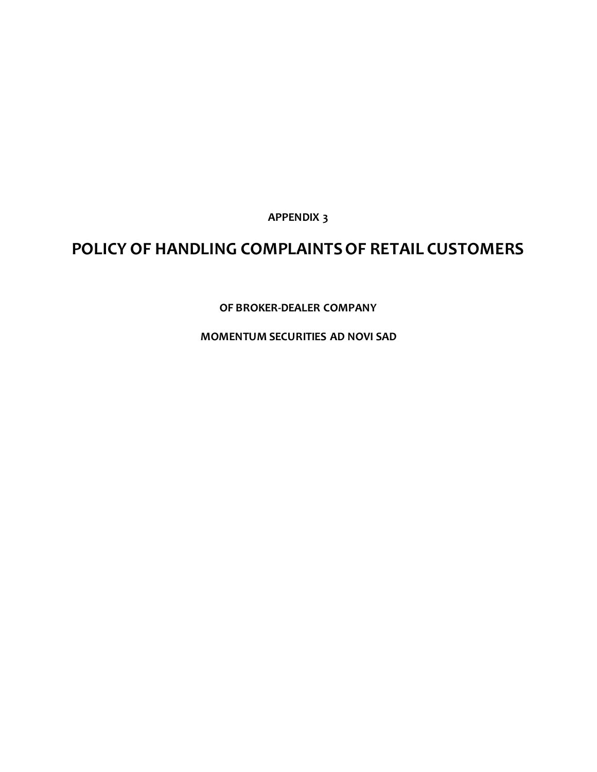**APPENDIX 3**

# POLICY OF HANDLING COMPLAINTS OF RETAIL CUSTOMERS

**OF BROKER-DEALER COMPANY**

**MOMENTUM SECURITIES AD NOVI SAD**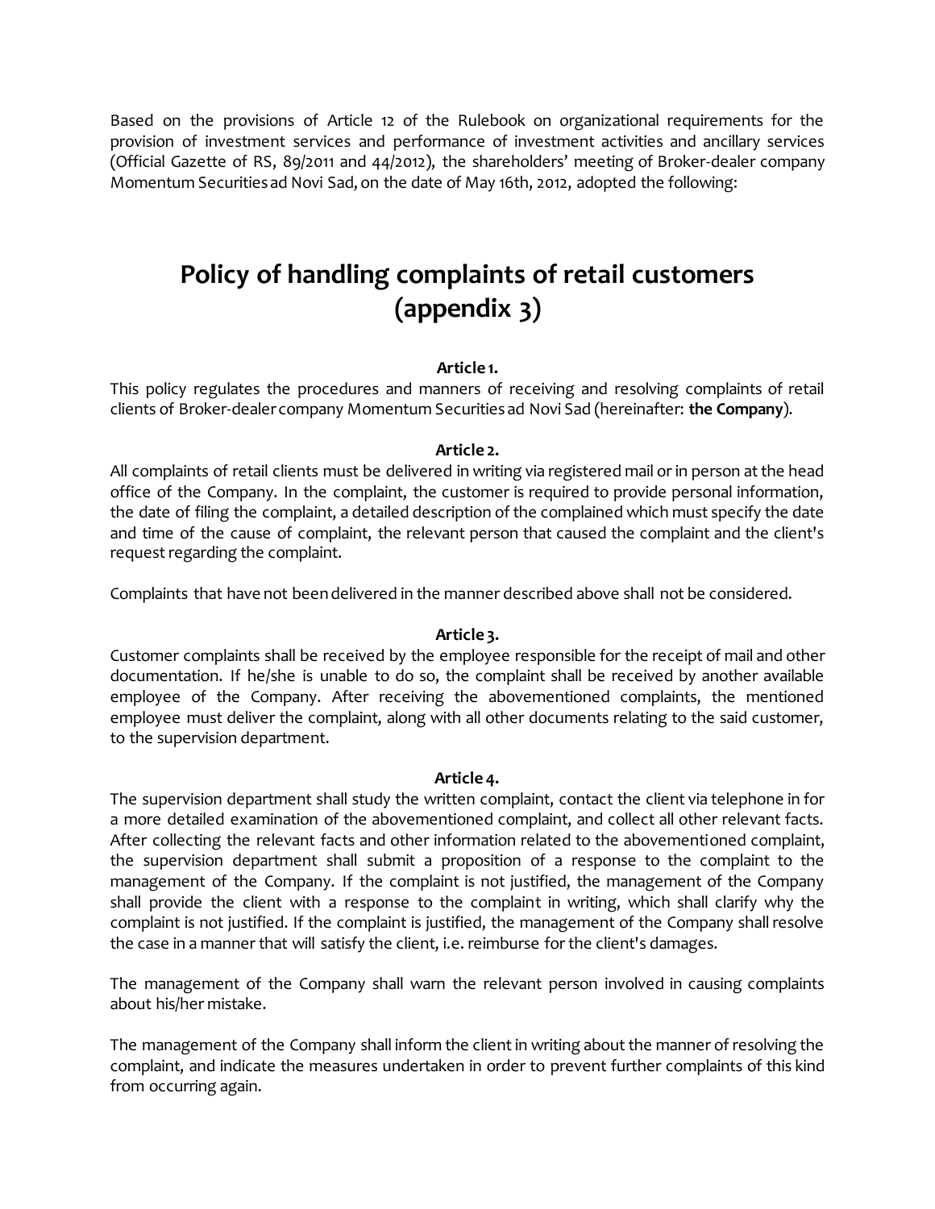Based on the provisions of Article 12 of the Rulebook on organizational requirements for the provision of investment services and performance of investment activities and ancillary services (Official Gazette of RS, 89/2011 and 44/2012), the shareholders' meeting of Broker-dealer company Momentum Securities ad Novi Sad, on the date of May 16th, 2012, adopted the following:

# Policy of handling complaints of retail customers (appendix 3)

**Article 1.**

This policy regulates the procedures and manners of receiving and resolving complaints of retail clients of Broker-dealer company Momentum Securities ad Novi Sad (hereinafter: **the Company**).

**Article 2.**

All complaints of retail clients must be delivered in writing via registered mail or in person at the head office of the Company. In the complaint, the customer is required to provide personal information, the date of filing the complaint, a detailed description of the complained which must specify the date and time of the cause of complaint, the relevant person that caused the complaint and the client's request regarding the complaint.

Complaints that have not been delivered in the manner described above shall not be considered.

**Article 3.**

Customer complaints shall be received by the employee responsible for the receipt of mail and other documentation. If he/she is unable to do so, the complaint shall be received by another available employee of the Company. After receiving the abovementioned complaints, the mentioned employee must deliver the complaint, along with all other documents relating to the said customer, to the supervision department.

**Article 4.**

The supervision department shall study the written complaint, contact the client via telephone in for a more detailed examination of the abovementioned complaint, and collect all other relevant facts. After collecting the relevant facts and other information related to the abovementioned complaint, the supervision department shall submit a proposition of a response to the complaint to the management of the Company. If the complaint is not justified, the management of the Company shall provide the client with a response to the complaint in writing, which shall clarify why the complaint is not justified. If the complaint is justified, the management of the Company shall resolve the case in a manner that will satisfy the client, i.e. reimburse for the client's damages.

The management of the Company shall warn the relevant person involved in causing complaints about his/her mistake.

The management of the Company shall inform the client in writing about the manner of resolving the complaint, and indicate the measures undertaken in order to prevent further complaints of this kind from occurring again.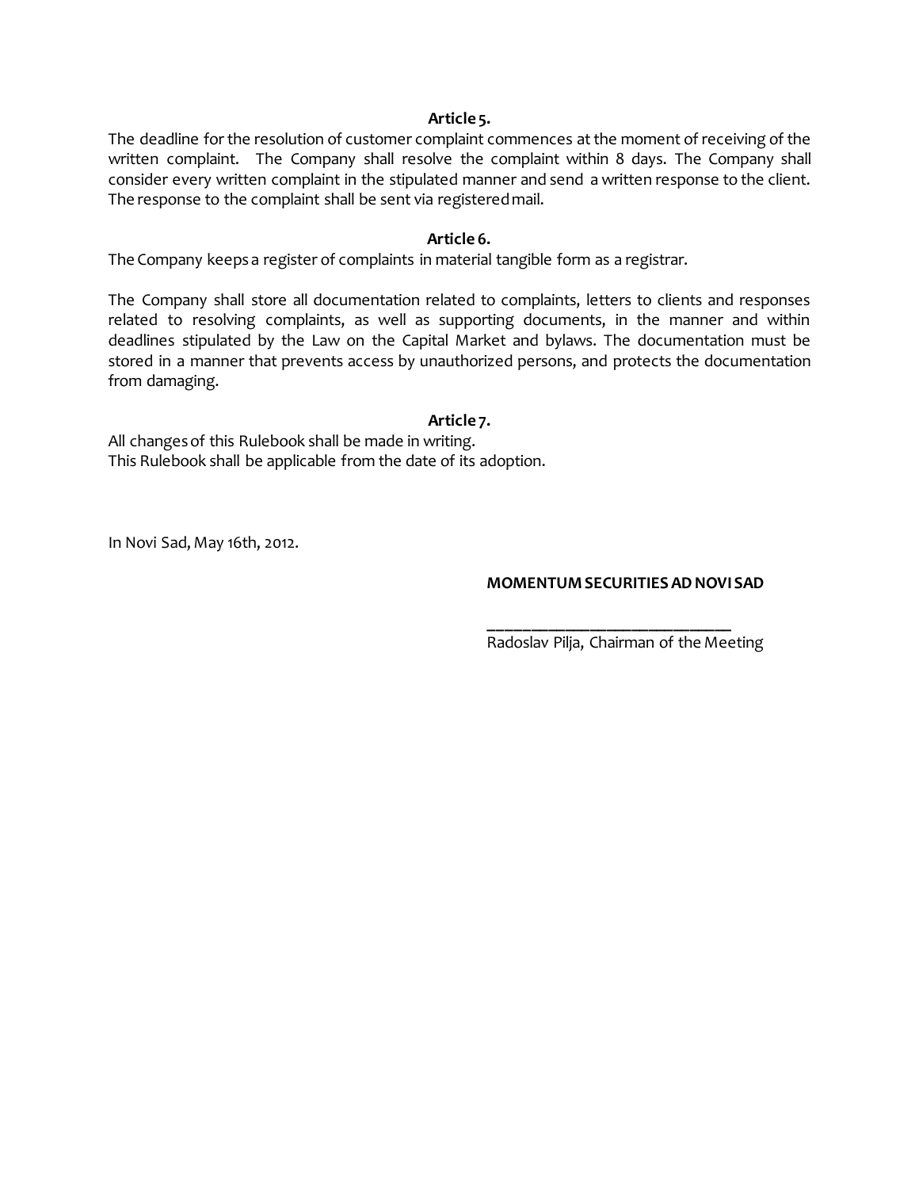**Article 5.**

The deadline for the resolution of customer complaint commences at the moment of receiving of the written complaint. The Company shall resolve the complaint within 8 days. The Company shall consider every written complaint in the stipulated manner and send a written response to the client. The response to the complaint shall be sent via registered mail.

**Article 6.**

The Company keeps a register of complaints in material tangible form as a registrar.

The Company shall store all documentation related to complaints, letters to clients and responses related to resolving complaints, as well as supporting documents, in the manner and within deadlines stipulated by the Law on the Capital Market and bylaws. The documentation must be stored in a manner that prevents access by unauthorized persons, and protects the documentation from damaging.

**Article 7.**

All changes of this Rulebook shall be made in writing.
This Rulebook shall be applicable from the date of its adoption.

In Novi Sad, May 16th, 2012.

**MOMENTUM SECURITIES AD NOVI SAD**

____________________________
Radoslav Pilja, Chairman of the Meeting